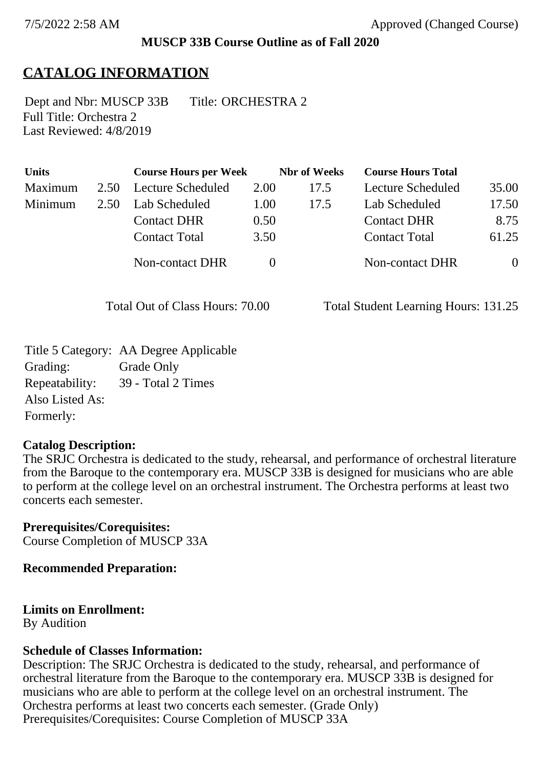7/5/2022 2:58 AM Approved (Changed Course)

**MUSCP 33B Course Outline as of Fall 2020**

# CATALOG INFORMATION

Dept and Nbr: MUSCP 33B Title: ORCHESTRA 2
Full Title: Orchestra 2
Last Reviewed: 4/8/2019

| Units | | Course Hours per Week | | Nbr of Weeks | Course Hours Total | |
|---|---|---|---|---|---|---|
| Maximum | 2.50 | Lecture Scheduled | 2.00 | 17.5 | Lecture Scheduled | 35.00 |
| Minimum | 2.50 | Lab Scheduled | 1.00 | 17.5 | Lab Scheduled | 17.50 |
| | | Contact DHR | 0.50 | | Contact DHR | 8.75 |
| | | Contact Total | 3.50 | | Contact Total | 61.25 |
| | | Non-contact DHR | 0 | | Non-contact DHR | 0 |

Total Out of Class Hours: 70.00 Total Student Learning Hours: 131.25

Title 5 Category: AA Degree Applicable
Grading: Grade Only
Repeatability: 39 - Total 2 Times
Also Listed As:
Formerly:

**Catalog Description:**
The SRJC Orchestra is dedicated to the study, rehearsal, and performance of orchestral literature from the Baroque to the contemporary era. MUSCP 33B is designed for musicians who are able to perform at the college level on an orchestral instrument. The Orchestra performs at least two concerts each semester.

**Prerequisites/Corequisites:**
Course Completion of MUSCP 33A

**Recommended Preparation:**

**Limits on Enrollment:**
By Audition

**Schedule of Classes Information:**
Description: The SRJC Orchestra is dedicated to the study, rehearsal, and performance of orchestral literature from the Baroque to the contemporary era. MUSCP 33B is designed for musicians who are able to perform at the college level on an orchestral instrument. The Orchestra performs at least two concerts each semester. (Grade Only)
Prerequisites/Corequisites: Course Completion of MUSCP 33A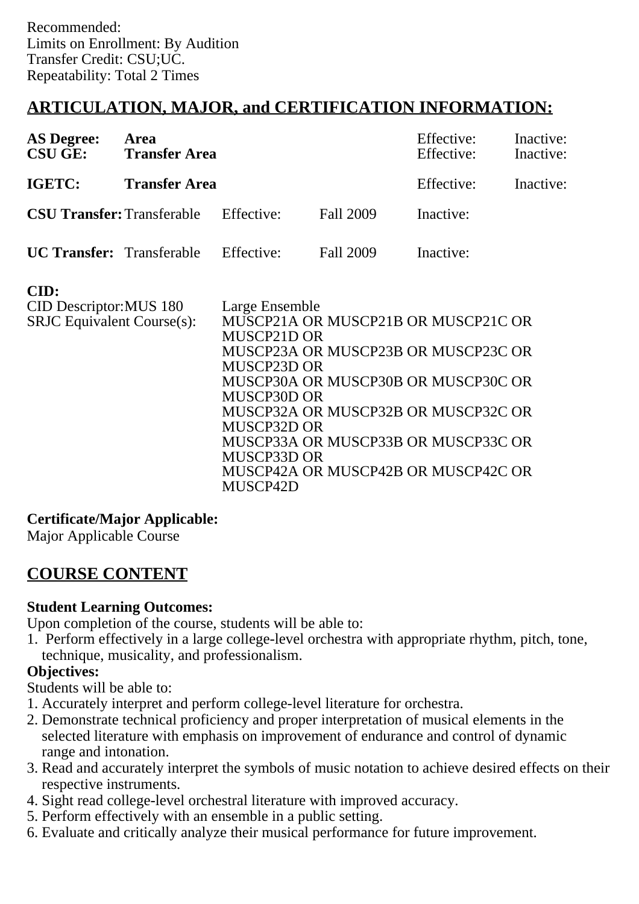Recommended:
Limits on Enrollment: By Audition
Transfer Credit: CSU;UC.
Repeatability: Total 2 Times

## ARTICULATION, MAJOR, and CERTIFICATION INFORMATION:

| | | | | | |
|---|---|---|---|---|---|
| **AS Degree:** | **Area** | | | Effective: | Inactive: |
| **CSU GE:** | **Transfer Area** | | | Effective: | Inactive: |
| **IGETC:** | **Transfer Area** | | | Effective: | Inactive: |
| **CSU Transfer:** | Transferable | Effective: | Fall 2009 | Inactive: | |
| **UC Transfer:** | Transferable | Effective: | Fall 2009 | Inactive: | |

**CID:**

| | |
|---|---|
| CID Descriptor:MUS 180 | Large Ensemble |
| SRJC Equivalent Course(s): | MUSCP21A OR MUSCP21B OR MUSCP21C OR MUSCP21D OR MUSCP23A OR MUSCP23B OR MUSCP23C OR MUSCP23D OR MUSCP30A OR MUSCP30B OR MUSCP30C OR MUSCP30D OR MUSCP32A OR MUSCP32B OR MUSCP32C OR MUSCP32D OR MUSCP33A OR MUSCP33B OR MUSCP33C OR MUSCP33D OR MUSCP42A OR MUSCP42B OR MUSCP42C OR MUSCP42D |

**Certificate/Major Applicable:**
Major Applicable Course

## COURSE CONTENT

**Student Learning Outcomes:**
Upon completion of the course, students will be able to:
1. Perform effectively in a large college-level orchestra with appropriate rhythm, pitch, tone, technique, musicality, and professionalism.

**Objectives:**
Students will be able to:
1. Accurately interpret and perform college-level literature for orchestra.
2. Demonstrate technical proficiency and proper interpretation of musical elements in the selected literature with emphasis on improvement of endurance and control of dynamic range and intonation.
3. Read and accurately interpret the symbols of music notation to achieve desired effects on their respective instruments.
4. Sight read college-level orchestral literature with improved accuracy.
5. Perform effectively with an ensemble in a public setting.
6. Evaluate and critically analyze their musical performance for future improvement.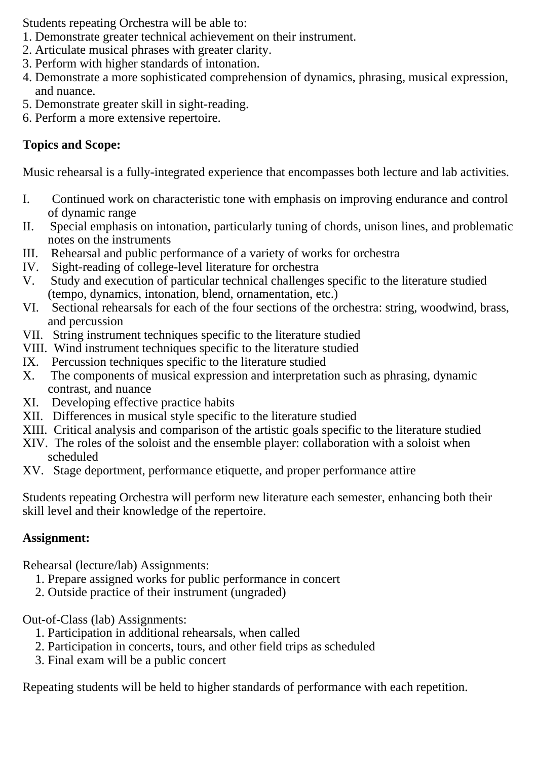Students repeating Orchestra will be able to:
1. Demonstrate greater technical achievement on their instrument.
2. Articulate musical phrases with greater clarity.
3. Perform with higher standards of intonation.
4. Demonstrate a more sophisticated comprehension of dynamics, phrasing, musical expression, and nuance.
5. Demonstrate greater skill in sight-reading.
6. Perform a more extensive repertoire.

**Topics and Scope:**

Music rehearsal is a fully-integrated experience that encompasses both lecture and lab activities.

I. Continued work on characteristic tone with emphasis on improving endurance and control of dynamic range
II. Special emphasis on intonation, particularly tuning of chords, unison lines, and problematic notes on the instruments
III. Rehearsal and public performance of a variety of works for orchestra
IV. Sight-reading of college-level literature for orchestra
V. Study and execution of particular technical challenges specific to the literature studied (tempo, dynamics, intonation, blend, ornamentation, etc.)
VI. Sectional rehearsals for each of the four sections of the orchestra: string, woodwind, brass, and percussion
VII. String instrument techniques specific to the literature studied
VIII. Wind instrument techniques specific to the literature studied
IX. Percussion techniques specific to the literature studied
X. The components of musical expression and interpretation such as phrasing, dynamic contrast, and nuance
XI. Developing effective practice habits
XII. Differences in musical style specific to the literature studied
XIII. Critical analysis and comparison of the artistic goals specific to the literature studied
XIV. The roles of the soloist and the ensemble player: collaboration with a soloist when scheduled
XV. Stage deportment, performance etiquette, and proper performance attire

Students repeating Orchestra will perform new literature each semester, enhancing both their skill level and their knowledge of the repertoire.

**Assignment:**

Rehearsal (lecture/lab) Assignments:
1. Prepare assigned works for public performance in concert
2. Outside practice of their instrument (ungraded)

Out-of-Class (lab) Assignments:
1. Participation in additional rehearsals, when called
2. Participation in concerts, tours, and other field trips as scheduled
3. Final exam will be a public concert

Repeating students will be held to higher standards of performance with each repetition.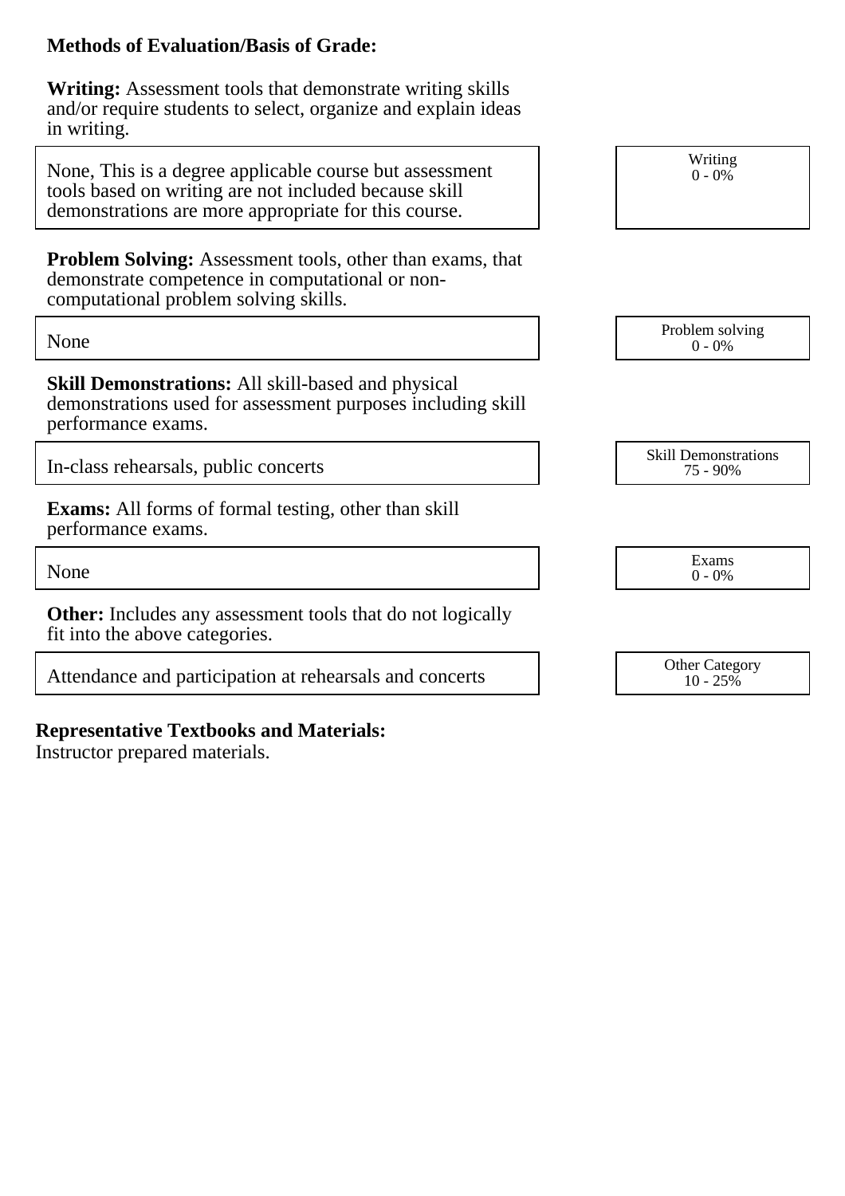**Methods of Evaluation/Basis of Grade:**

**Writing:** Assessment tools that demonstrate writing skills and/or require students to select, organize and explain ideas in writing.

| | |
|---|---|
| None, This is a degree applicable course but assessment tools based on writing are not included because skill demonstrations are more appropriate for this course. | Writing 0 - 0% |

**Problem Solving:** Assessment tools, other than exams, that demonstrate competence in computational or non-computational problem solving skills.

| | |
|---|---|
| None | Problem solving 0 - 0% |

**Skill Demonstrations:** All skill-based and physical demonstrations used for assessment purposes including skill performance exams.

| | |
|---|---|
| In-class rehearsals, public concerts | Skill Demonstrations 75 - 90% |

**Exams:** All forms of formal testing, other than skill performance exams.

| | |
|---|---|
| None | Exams 0 - 0% |

**Other:** Includes any assessment tools that do not logically fit into the above categories.

| | |
|---|---|
| Attendance and participation at rehearsals and concerts | Other Category 10 - 25% |

**Representative Textbooks and Materials:**

Instructor prepared materials.